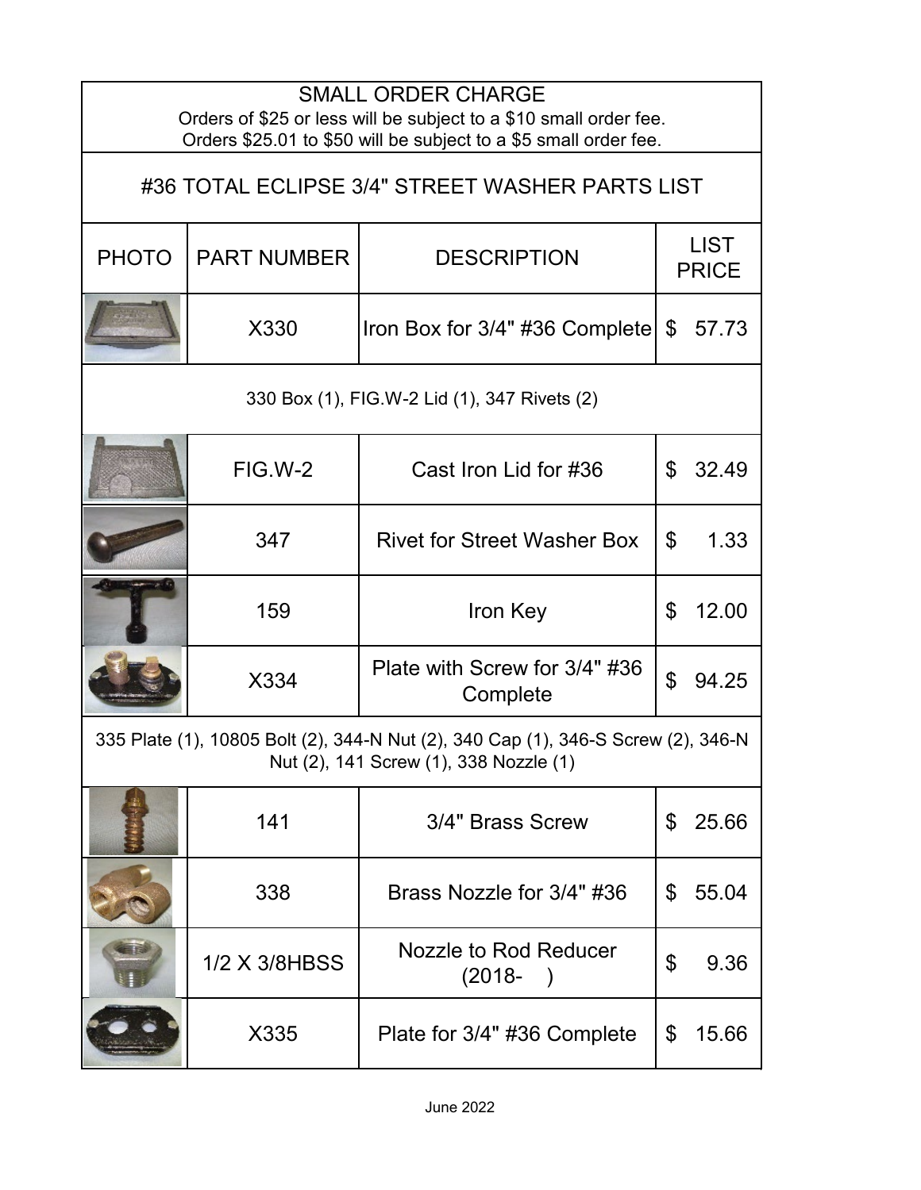## SMALL ORDER CHARGE

Orders of $25 or less will be subject to a $10 small order fee.
Orders $25.01 to $50 will be subject to a $5 small order fee.

# #36 TOTAL ECLIPSE 3/4" STREET WASHER PARTS LIST

| PHOTO | PART NUMBER | DESCRIPTION | LIST PRICE |
|---|---|---|---|
| | X330 | Iron Box for 3/4" #36 Complete | $ 57.73 |
| 330 Box (1), FIG.W-2 Lid (1), 347 Rivets (2) | | | |
| | FIG.W-2 | Cast Iron Lid for #36 | $ 32.49 |
| | 347 | Rivet for Street Washer Box | $ 1.33 |
| | 159 | Iron Key | $ 12.00 |
| | X334 | Plate with Screw for 3/4" #36 Complete | $ 94.25 |
| 335 Plate (1), 10805 Bolt (2), 344-N Nut (2), 340 Cap (1), 346-S Screw (2), 346-N Nut (2), 141 Screw (1), 338 Nozzle (1) | | | |
| | 141 | 3/4" Brass Screw | $ 25.66 |
| | 338 | Brass Nozzle for 3/4" #36 | $ 55.04 |
| | 1/2 X 3/8HBSS | Nozzle to Rod Reducer (2018- ) | $ 9.36 |
| | X335 | Plate for 3/4" #36 Complete | $ 15.66 |

June 2022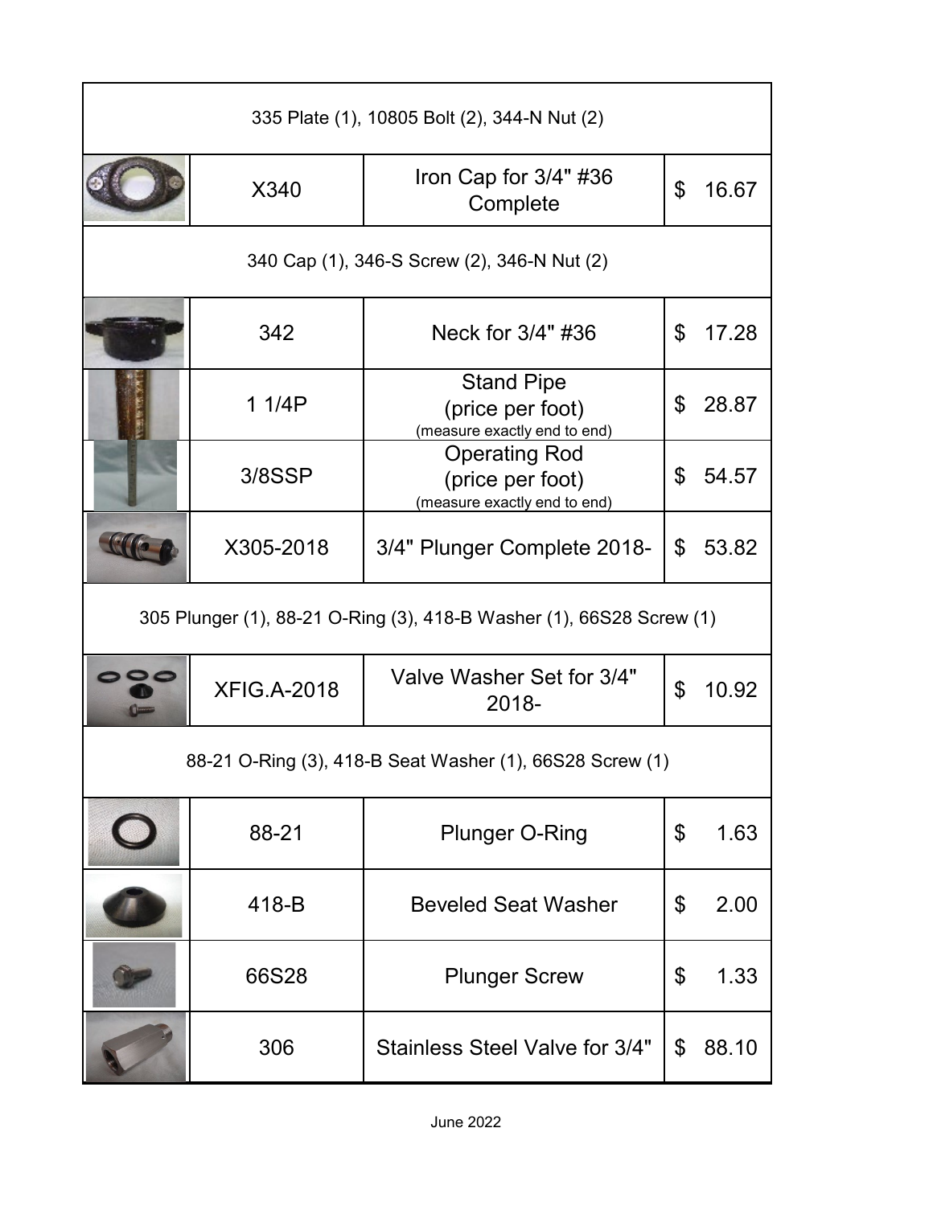| | | | |
|---|---|---|---|
| 335 Plate (1), 10805 Bolt (2), 344-N Nut (2) | | | |
| | X340 | Iron Cap for 3/4" #36 Complete | $ 16.67 |
| 340 Cap (1), 346-S Screw (2), 346-N Nut (2) | | | |
| | 342 | Neck for 3/4" #36 | $ 17.28 |
| | 1 1/4P | Stand Pipe (price per foot) (measure exactly end to end) | $ 28.87 |
| | 3/8SSP | Operating Rod (price per foot) (measure exactly end to end) | $ 54.57 |
| | X305-2018 | 3/4" Plunger Complete 2018- | $ 53.82 |
| 305 Plunger (1), 88-21 O-Ring (3), 418-B Washer (1), 66S28 Screw (1) | | | |
| | XFIG.A-2018 | Valve Washer Set for 3/4" 2018- | $ 10.92 |
| 88-21 O-Ring (3), 418-B Seat Washer (1), 66S28 Screw (1) | | | |
| | 88-21 | Plunger O-Ring | $ 1.63 |
| | 418-B | Beveled Seat Washer | $ 2.00 |
| | 66S28 | Plunger Screw | $ 1.33 |
| | 306 | Stainless Steel Valve for 3/4" | $ 88.10 |

June 2022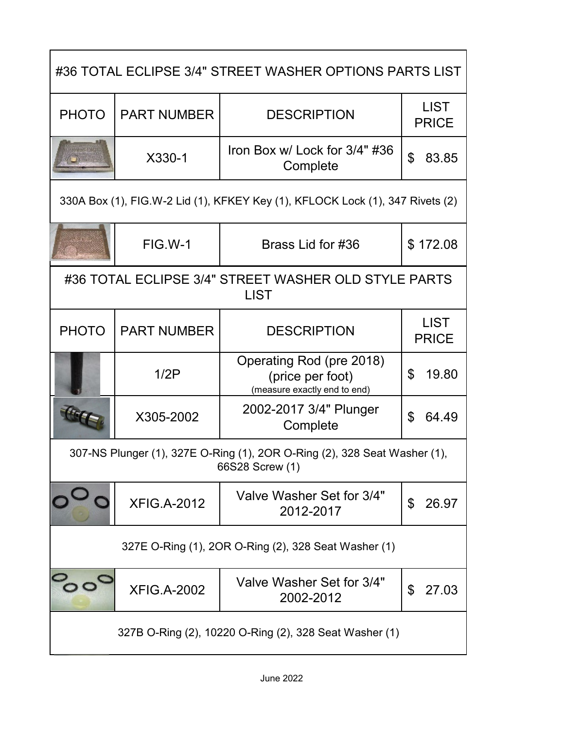## #36 TOTAL ECLIPSE 3/4" STREET WASHER OPTIONS PARTS LIST

| PHOTO | PART NUMBER | DESCRIPTION | LIST PRICE |
|---|---|---|---|
| | X330-1 | Iron Box w/ Lock for 3/4" #36 Complete | $ 83.85 |
| 330A Box (1), FIG.W-2 Lid (1), KFKEY Key (1), KFLOCK Lock (1), 347 Rivets (2) | | | |
| | FIG.W-1 | Brass Lid for #36 | $ 172.08 |

## #36 TOTAL ECLIPSE 3/4" STREET WASHER OLD STYLE PARTS LIST

| PHOTO | PART NUMBER | DESCRIPTION | LIST PRICE |
|---|---|---|---|
| | 1/2P | Operating Rod (pre 2018) (price per foot) (measure exactly end to end) | $ 19.80 |
| | X305-2002 | 2002-2017 3/4" Plunger Complete | $ 64.49 |
| 307-NS Plunger (1), 327E O-Ring (1), 2OR O-Ring (2), 328 Seat Washer (1), 66S28 Screw (1) | | | |
| | XFIG.A-2012 | Valve Washer Set for 3/4" 2012-2017 | $ 26.97 |
| 327E O-Ring (1), 2OR O-Ring (2), 328 Seat Washer (1) | | | |
| | XFIG.A-2002 | Valve Washer Set for 3/4" 2002-2012 | $ 27.03 |
| 327B O-Ring (2), 10220 O-Ring (2), 328 Seat Washer (1) | | | |

June 2022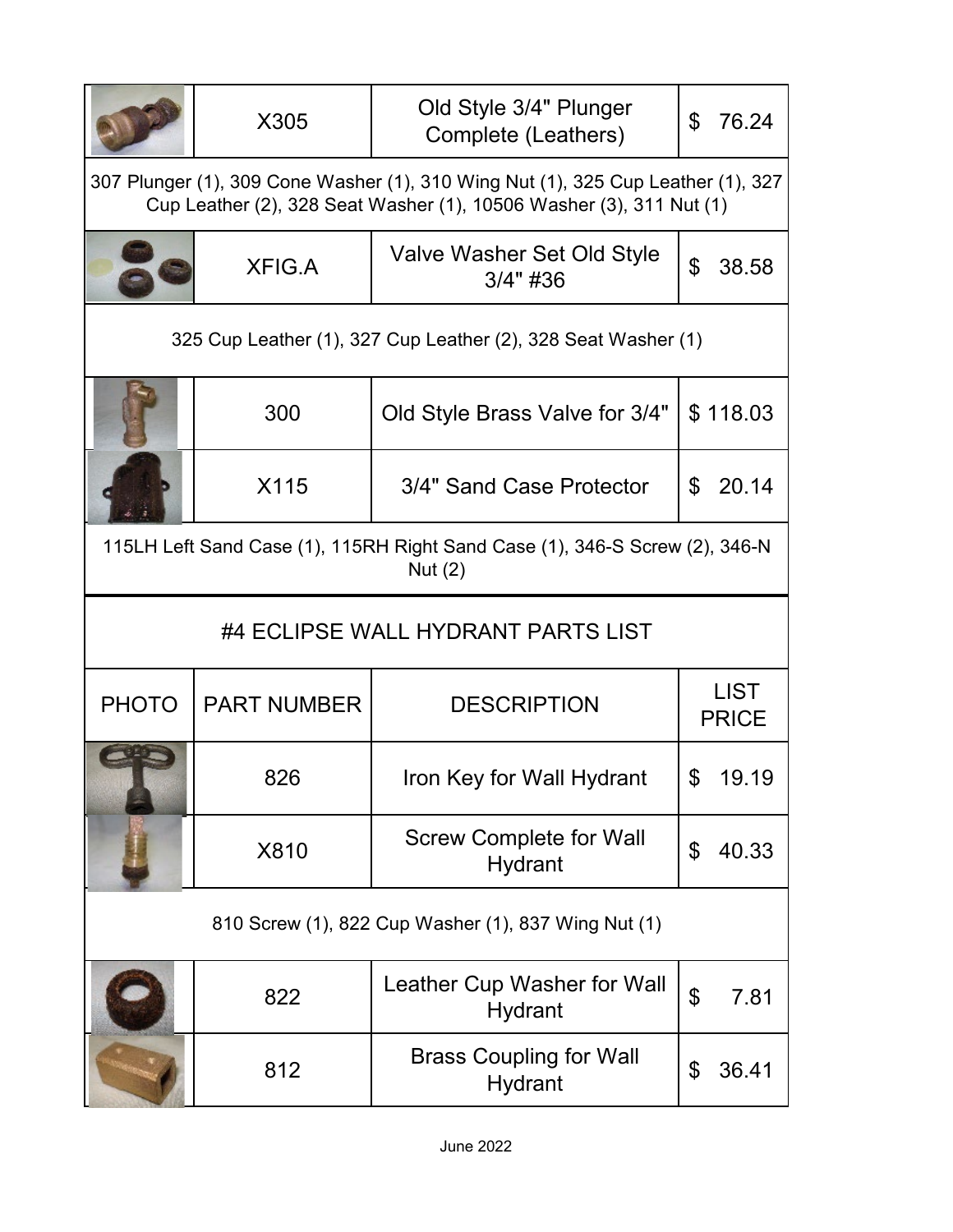| PHOTO | PART NUMBER | DESCRIPTION | LIST PRICE |
|---|---|---|---|
| | X305 | Old Style 3/4" Plunger Complete (Leathers) | $ 76.24 |
| 307 Plunger (1), 309 Cone Washer (1), 310 Wing Nut (1), 325 Cup Leather (1), 327 Cup Leather (2), 328 Seat Washer (1), 10506 Washer (3), 311 Nut (1) | | | |
| | XFIG.A | Valve Washer Set Old Style 3/4" #36 | $ 38.58 |
| 325 Cup Leather (1), 327 Cup Leather (2), 328 Seat Washer (1) | | | |
| | 300 | Old Style Brass Valve for 3/4" | $ 118.03 |
| | X115 | 3/4" Sand Case Protector | $ 20.14 |
| 115LH Left Sand Case (1), 115RH Right Sand Case (1), 346-S Screw (2), 346-N Nut (2) | | | |

## #4 ECLIPSE WALL HYDRANT PARTS LIST

| PHOTO | PART NUMBER | DESCRIPTION | LIST PRICE |
|---|---|---|---|
| | 826 | Iron Key for Wall Hydrant | $ 19.19 |
| | X810 | Screw Complete for Wall Hydrant | $ 40.33 |
| 810 Screw (1), 822 Cup Washer (1), 837 Wing Nut (1) | | | |
| | 822 | Leather Cup Washer for Wall Hydrant | $ 7.81 |
| | 812 | Brass Coupling for Wall Hydrant | $ 36.41 |

June 2022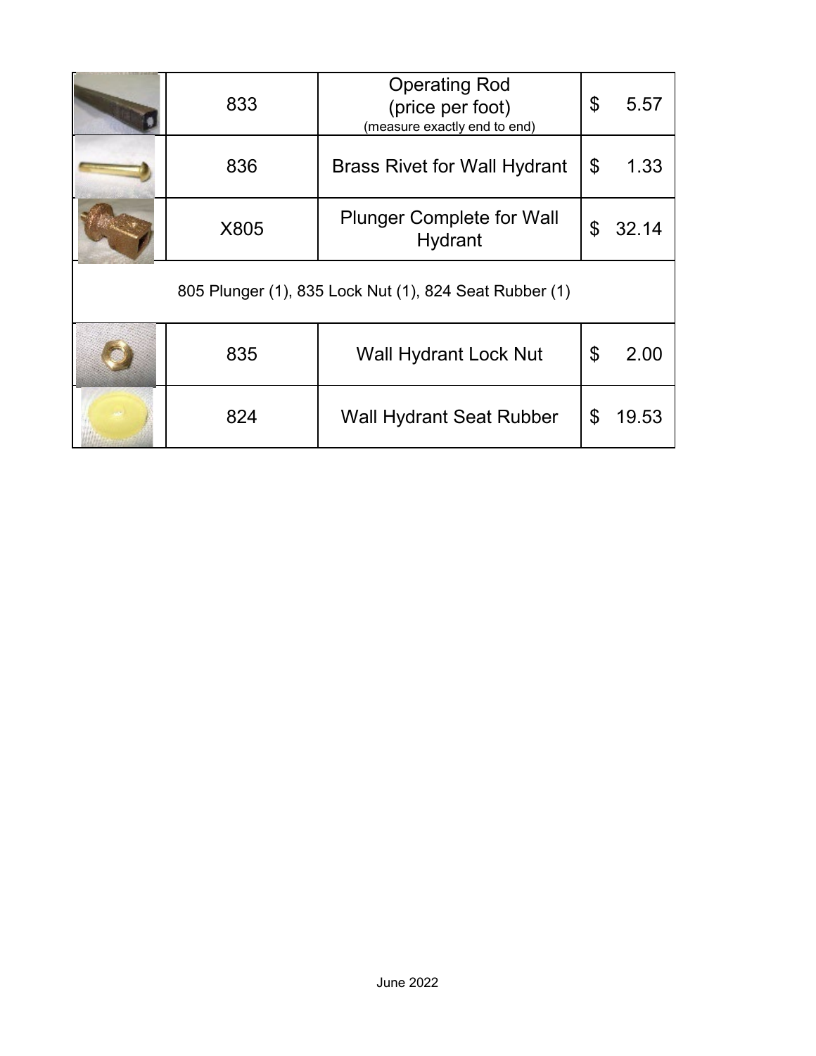| | | | |
|---|---|---|---|
| | 833 | Operating Rod (price per foot) (measure exactly end to end) | $ 5.57 |
| | 836 | Brass Rivet for Wall Hydrant | $ 1.33 |
| | X805 | Plunger Complete for Wall Hydrant | $ 32.14 |
| 805 Plunger (1), 835 Lock Nut (1), 824 Seat Rubber (1) | | | |
| | 835 | Wall Hydrant Lock Nut | $ 2.00 |
| | 824 | Wall Hydrant Seat Rubber | $ 19.53 |

June 2022